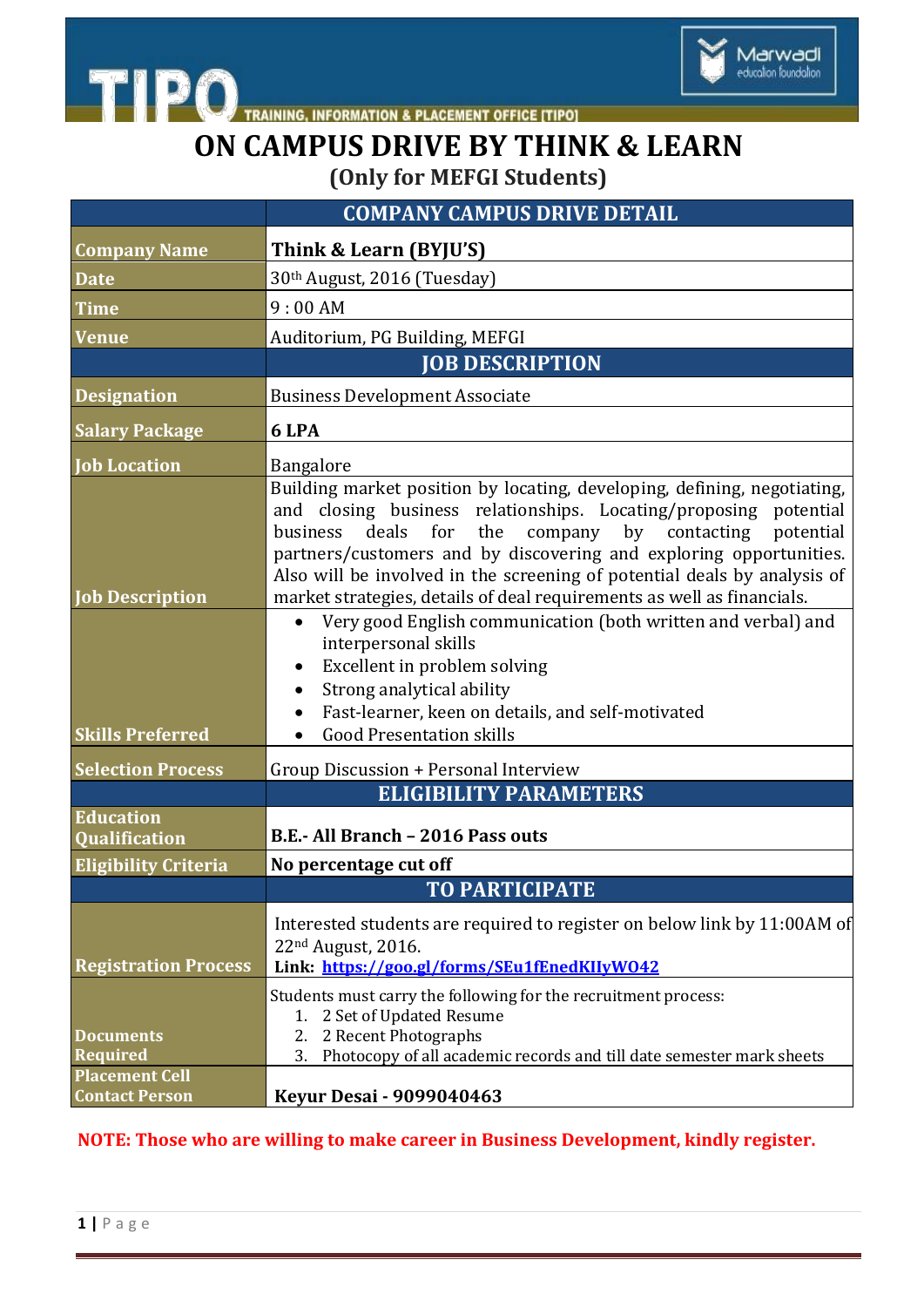TIPO — TRAINING, INFORMATION & PLACEMENT OFFICE [TIPO]

Marwadi education foundation

# ON CAMPUS DRIVE BY THINK & LEARN

## (Only for MEFGI Students)

| | COMPANY CAMPUS DRIVE DETAIL |
|---|---|
| **Company Name** | **Think & Learn (BYJU'S)** |
| **Date** | 30th August, 2016 (Tuesday) |
| **Time** | 9 : 00 AM |
| **Venue** | Auditorium, PG Building, MEFGI |
| | **JOB DESCRIPTION** |
| **Designation** | Business Development Associate |
| **Salary Package** | **6 LPA** |
| **Job Location** | Bangalore |
| **Job Description** | Building market position by locating, developing, defining, negotiating, and closing business relationships. Locating/proposing potential business deals for the company by contacting potential partners/customers and by discovering and exploring opportunities. Also will be involved in the screening of potential deals by analysis of market strategies, details of deal requirements as well as financials. |
| **Skills Preferred** | • Very good English communication (both written and verbal) and interpersonal skills<br>• Excellent in problem solving<br>• Strong analytical ability<br>• Fast-learner, keen on details, and self-motivated<br>• Good Presentation skills |
| **Selection Process** | Group Discussion + Personal Interview |
| | **ELIGIBILITY PARAMETERS** |
| **Education Qualification** | **B.E.- All Branch – 2016 Pass outs** |
| **Eligibility Criteria** | **No percentage cut off** |
| | **TO PARTICIPATE** |
| **Registration Process** | Interested students are required to register on below link by 11:00AM of 22nd August, 2016.<br>**Link: https://goo.gl/forms/SEu1fEnedKIIyWO42** |
| **Documents Required** | Students must carry the following for the recruitment process:<br>1. 2 Set of Updated Resume<br>2. 2 Recent Photographs<br>3. Photocopy of all academic records and till date semester mark sheets |
| **Placement Cell Contact Person** | **Keyur Desai - 9099040463** |

**NOTE: Those who are willing to make career in Business Development, kindly register.**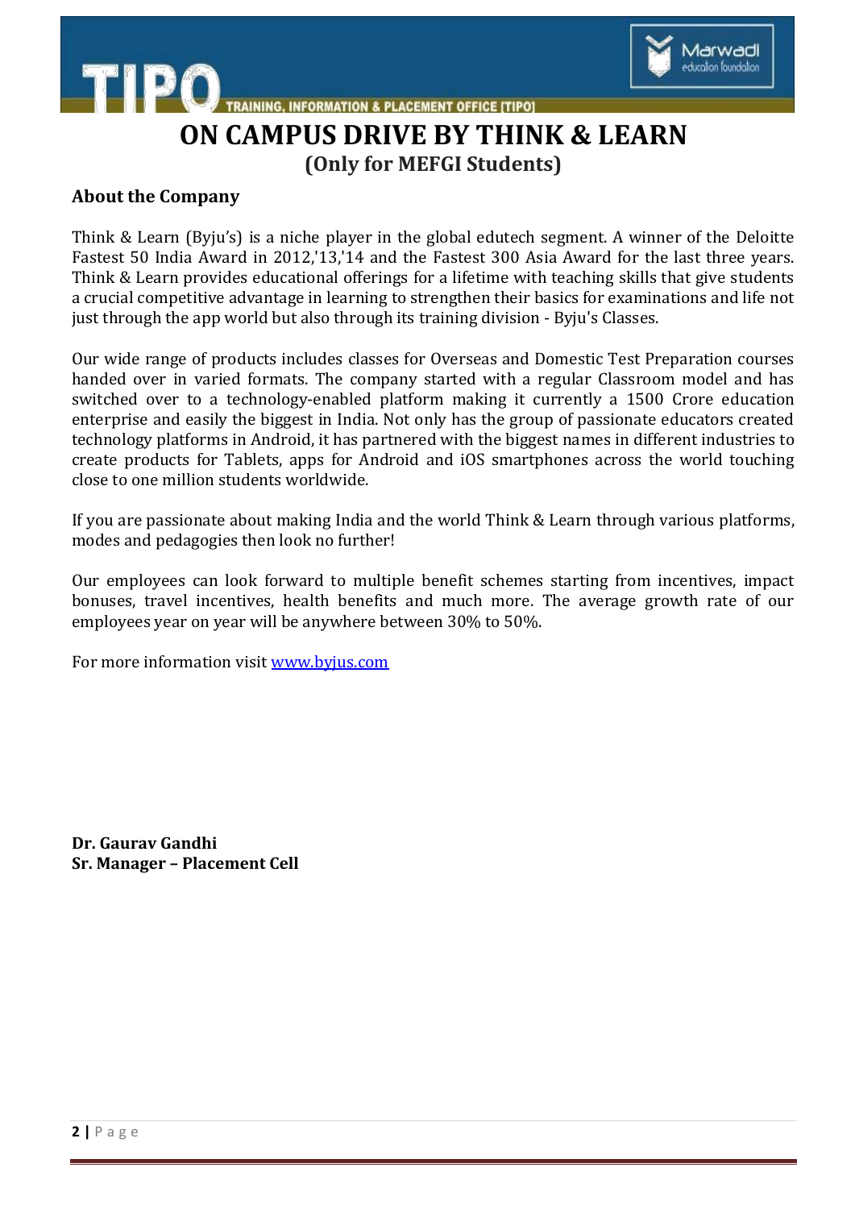# ON CAMPUS DRIVE BY THINK & LEARN

## (Only for MEFGI Students)

### About the Company

Think & Learn (Byju's) is a niche player in the global edutech segment. A winner of the Deloitte Fastest 50 India Award in 2012,'13,'14 and the Fastest 300 Asia Award for the last three years. Think & Learn provides educational offerings for a lifetime with teaching skills that give students a crucial competitive advantage in learning to strengthen their basics for examinations and life not just through the app world but also through its training division - Byju's Classes.

Our wide range of products includes classes for Overseas and Domestic Test Preparation courses handed over in varied formats. The company started with a regular Classroom model and has switched over to a technology-enabled platform making it currently a 1500 Crore education enterprise and easily the biggest in India. Not only has the group of passionate educators created technology platforms in Android, it has partnered with the biggest names in different industries to create products for Tablets, apps for Android and iOS smartphones across the world touching close to one million students worldwide.

If you are passionate about making India and the world Think & Learn through various platforms, modes and pedagogies then look no further!

Our employees can look forward to multiple benefit schemes starting from incentives, impact bonuses, travel incentives, health benefits and much more. The average growth rate of our employees year on year will be anywhere between 30% to 50%.

For more information visit [www.byjus.com](http://www.byjus.com)

**Dr. Gaurav Gandhi**
**Sr. Manager – Placement Cell**